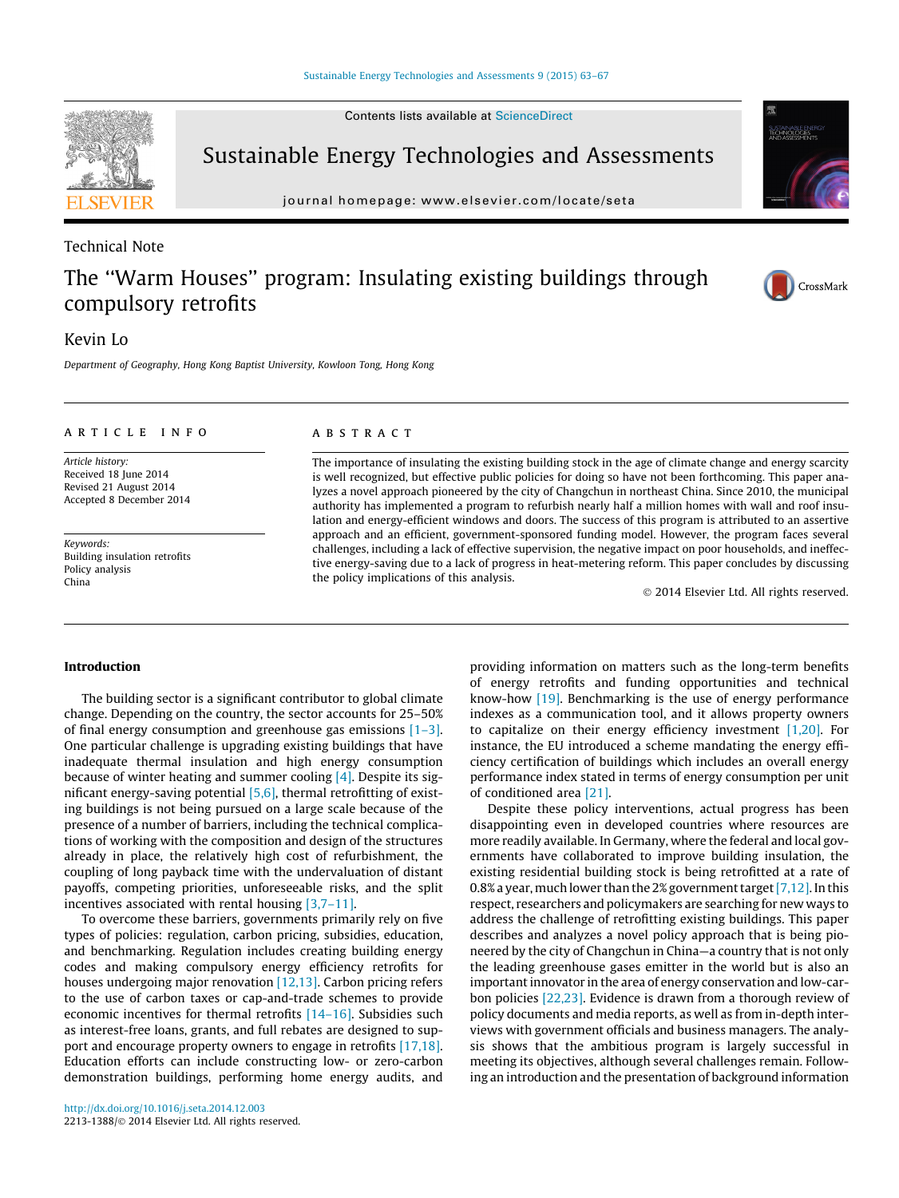Technical Note

# The "Warm Houses" program: Insulating existing buildings through compulsory retrofits

Kevin Lo

*Department of Geography, Hong Kong Baptist University, Kowloon Tong, Hong Kong*

## ARTICLE INFO

*Article history:*
Received 18 June 2014
Revised 21 August 2014
Accepted 8 December 2014

*Keywords:*
Building insulation retrofits
Policy analysis
China

## ABSTRACT

The importance of insulating the existing building stock in the age of climate change and energy scarcity is well recognized, but effective public policies for doing so have not been forthcoming. This paper analyzes a novel approach pioneered by the city of Changchun in northeast China. Since 2010, the municipal authority has implemented a program to refurbish nearly half a million homes with wall and roof insulation and energy-efficient windows and doors. The success of this program is attributed to an assertive approach and an efficient, government-sponsored funding model. However, the program faces several challenges, including a lack of effective supervision, the negative impact on poor households, and ineffective energy-saving due to a lack of progress in heat-metering reform. This paper concludes by discussing the policy implications of this analysis.

© 2014 Elsevier Ltd. All rights reserved.

## Introduction

The building sector is a significant contributor to global climate change. Depending on the country, the sector accounts for 25–50% of final energy consumption and greenhouse gas emissions [1–3]. One particular challenge is upgrading existing buildings that have inadequate thermal insulation and high energy consumption because of winter heating and summer cooling [4]. Despite its significant energy-saving potential [5,6], thermal retrofitting of existing buildings is not being pursued on a large scale because of the presence of a number of barriers, including the technical complications of working with the composition and design of the structures already in place, the relatively high cost of refurbishment, the coupling of long payback time with the undervaluation of distant payoffs, competing priorities, unforeseeable risks, and the split incentives associated with rental housing [3,7–11].

To overcome these barriers, governments primarily rely on five types of policies: regulation, carbon pricing, subsidies, education, and benchmarking. Regulation includes creating building energy codes and making compulsory energy efficiency retrofits for houses undergoing major renovation [12,13]. Carbon pricing refers to the use of carbon taxes or cap-and-trade schemes to provide economic incentives for thermal retrofits [14–16]. Subsidies such as interest-free loans, grants, and full rebates are designed to support and encourage property owners to engage in retrofits [17,18]. Education efforts can include constructing low- or zero-carbon demonstration buildings, performing home energy audits, and providing information on matters such as the long-term benefits of energy retrofits and funding opportunities and technical know-how [19]. Benchmarking is the use of energy performance indexes as a communication tool, and it allows property owners to capitalize on their energy efficiency investment [1,20]. For instance, the EU introduced a scheme mandating the energy efficiency certification of buildings which includes an overall energy performance index stated in terms of energy consumption per unit of conditioned area [21].

Despite these policy interventions, actual progress has been disappointing even in developed countries where resources are more readily available. In Germany, where the federal and local governments have collaborated to improve building insulation, the existing residential building stock is being retrofitted at a rate of 0.8% a year, much lower than the 2% government target [7,12]. In this respect, researchers and policymakers are searching for new ways to address the challenge of retrofitting existing buildings. This paper describes and analyzes a novel policy approach that is being pioneered by the city of Changchun in China—a country that is not only the leading greenhouse gases emitter in the world but is also an important innovator in the area of energy conservation and low-carbon policies [22,23]. Evidence is drawn from a thorough review of policy documents and media reports, as well as from in-depth interviews with government officials and business managers. The analysis shows that the ambitious program is largely successful in meeting its objectives, although several challenges remain. Following an introduction and the presentation of background information

http://dx.doi.org/10.1016/j.seta.2014.12.003
2213-1388/© 2014 Elsevier Ltd. All rights reserved.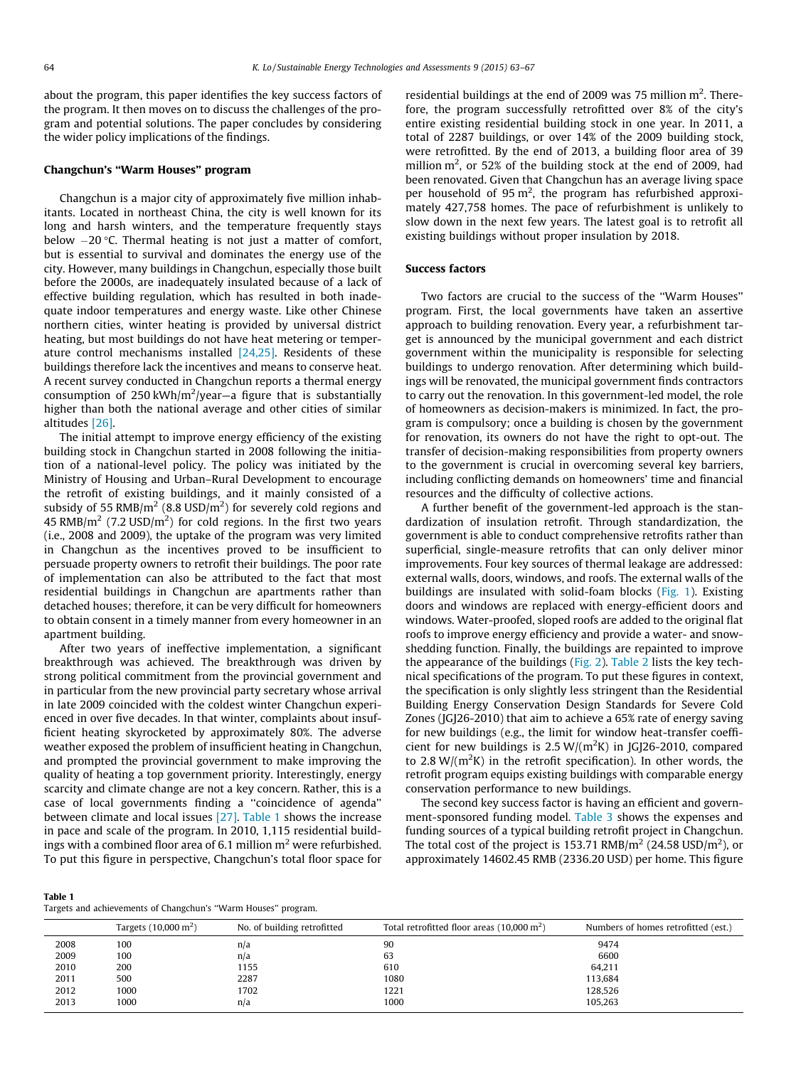about the program, this paper identifies the key success factors of the program. It then moves on to discuss the challenges of the program and potential solutions. The paper concludes by considering the wider policy implications of the findings.

## Changchun's "Warm Houses" program

Changchun is a major city of approximately five million inhabitants. Located in northeast China, the city is well known for its long and harsh winters, and the temperature frequently stays below −20 °C. Thermal heating is not just a matter of comfort, but is essential to survival and dominates the energy use of the city. However, many buildings in Changchun, especially those built before the 2000s, are inadequately insulated because of a lack of effective building regulation, which has resulted in both inadequate indoor temperatures and energy waste. Like other Chinese northern cities, winter heating is provided by universal district heating, but most buildings do not have heat metering or temperature control mechanisms installed [24,25]. Residents of these buildings therefore lack the incentives and means to conserve heat. A recent survey conducted in Changchun reports a thermal energy consumption of 250 kWh/m$^2$/year—a figure that is substantially higher than both the national average and other cities of similar altitudes [26].

The initial attempt to improve energy efficiency of the existing building stock in Changchun started in 2008 following the initiation of a national-level policy. The policy was initiated by the Ministry of Housing and Urban–Rural Development to encourage the retrofit of existing buildings, and it mainly consisted of a subsidy of 55 RMB/m$^2$ (8.8 USD/m$^2$) for severely cold regions and 45 RMB/m$^2$ (7.2 USD/m$^2$) for cold regions. In the first two years (i.e., 2008 and 2009), the uptake of the program was very limited in Changchun as the incentives proved to be insufficient to persuade property owners to retrofit their buildings. The poor rate of implementation can also be attributed to the fact that most residential buildings in Changchun are apartments rather than detached houses; therefore, it can be very difficult for homeowners to obtain consent in a timely manner from every homeowner in an apartment building.

After two years of ineffective implementation, a significant breakthrough was achieved. The breakthrough was driven by strong political commitment from the provincial government and in particular from the new provincial party secretary whose arrival in late 2009 coincided with the coldest winter Changchun experienced in over five decades. In that winter, complaints about insufficient heating skyrocketed by approximately 80%. The adverse weather exposed the problem of insufficient heating in Changchun, and prompted the provincial government to make improving the quality of heating a top government priority. Interestingly, energy scarcity and climate change are not a key concern. Rather, this is a case of local governments finding a "coincidence of agenda" between climate and local issues [27]. Table 1 shows the increase in pace and scale of the program. In 2010, 1,115 residential buildings with a combined floor area of 6.1 million m$^2$ were refurbished. To put this figure in perspective, Changchun's total floor space for residential buildings at the end of 2009 was 75 million m$^2$. Therefore, the program successfully retrofitted over 8% of the city's entire existing residential building stock in one year. In 2011, a total of 2287 buildings, or over 14% of the 2009 building stock, were retrofitted. By the end of 2013, a building floor area of 39 million m$^2$, or 52% of the building stock at the end of 2009, had been renovated. Given that Changchun has an average living space per household of 95 m$^2$, the program has refurbished approximately 427,758 homes. The pace of refurbishment is unlikely to slow down in the next few years. The latest goal is to retrofit all existing buildings without proper insulation by 2018.

## Success factors

Two factors are crucial to the success of the "Warm Houses" program. First, the local governments have taken an assertive approach to building renovation. Every year, a refurbishment target is announced by the municipal government and each district government within the municipality is responsible for selecting buildings to undergo renovation. After determining which buildings will be renovated, the municipal government finds contractors to carry out the renovation. In this government-led model, the role of homeowners as decision-makers is minimized. In fact, the program is compulsory; once a building is chosen by the government for renovation, its owners do not have the right to opt-out. The transfer of decision-making responsibilities from property owners to the government is crucial in overcoming several key barriers, including conflicting demands on homeowners' time and financial resources and the difficulty of collective actions.

A further benefit of the government-led approach is the standardization of insulation retrofit. Through standardization, the government is able to conduct comprehensive retrofits rather than superficial, single-measure retrofits that can only deliver minor improvements. Four key sources of thermal leakage are addressed: external walls, doors, windows, and roofs. The external walls of the buildings are insulated with solid-foam blocks (Fig. 1). Existing doors and windows are replaced with energy-efficient doors and windows. Water-proofed, sloped roofs are added to the original flat roofs to improve energy efficiency and provide a water- and snow-shedding function. Finally, the buildings are repainted to improve the appearance of the buildings (Fig. 2). Table 2 lists the key technical specifications of the program. To put these figures in context, the specification is only slightly less stringent than the Residential Building Energy Conservation Design Standards for Severe Cold Zones (JGJ26-2010) that aim to achieve a 65% rate of energy saving for new buildings (e.g., the limit for window heat-transfer coefficient for new buildings is 2.5 W/(m$^2$K) in JGJ26-2010, compared to 2.8 W/(m$^2$K) in the retrofit specification). In other words, the retrofit program equips existing buildings with comparable energy conservation performance to new buildings.

The second key success factor is having an efficient and government-sponsored funding model. Table 3 shows the expenses and funding sources of a typical building retrofit project in Changchun. The total cost of the project is 153.71 RMB/m$^2$ (24.58 USD/m$^2$), or approximately 14602.45 RMB (2336.20 USD) per home. This figure

**Table 1**
Targets and achievements of Changchun's "Warm Houses" program.

| | Targets (10,000 m$^2$) | No. of building retrofitted | Total retrofitted floor areas (10,000 m$^2$) | Numbers of homes retrofitted (est.) |
|---|---|---|---|---|
| 2008 | 100 | n/a | 90 | 9474 |
| 2009 | 100 | n/a | 63 | 6600 |
| 2010 | 200 | 1155 | 610 | 64,211 |
| 2011 | 500 | 2287 | 1080 | 113,684 |
| 2012 | 1000 | 1702 | 1221 | 128,526 |
| 2013 | 1000 | n/a | 1000 | 105,263 |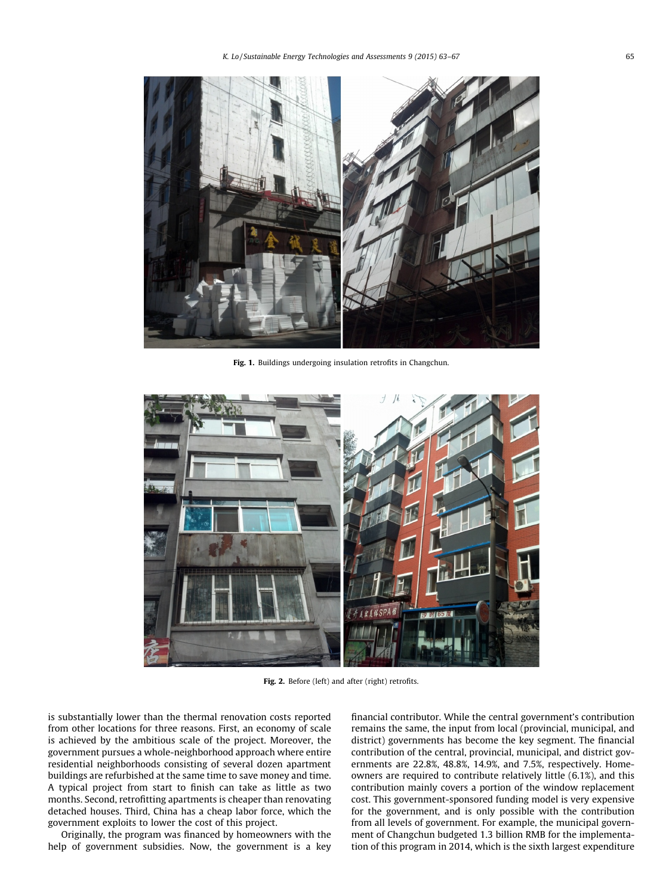Fig. 1. Buildings undergoing insulation retrofits in Changchun.

Fig. 2. Before (left) and after (right) retrofits.

is substantially lower than the thermal renovation costs reported from other locations for three reasons. First, an economy of scale is achieved by the ambitious scale of the project. Moreover, the government pursues a whole-neighborhood approach where entire residential neighborhoods consisting of several dozen apartment buildings are refurbished at the same time to save money and time. A typical project from start to finish can take as little as two months. Second, retrofitting apartments is cheaper than renovating detached houses. Third, China has a cheap labor force, which the government exploits to lower the cost of this project.

Originally, the program was financed by homeowners with the help of government subsidies. Now, the government is a key financial contributor. While the central government's contribution remains the same, the input from local (provincial, municipal, and district) governments has become the key segment. The financial contribution of the central, provincial, municipal, and district governments are 22.8%, 48.8%, 14.9%, and 7.5%, respectively. Homeowners are required to contribute relatively little (6.1%), and this contribution mainly covers a portion of the window replacement cost. This government-sponsored funding model is very expensive for the government, and is only possible with the contribution from all levels of government. For example, the municipal government of Changchun budgeted 1.3 billion RMB for the implementation of this program in 2014, which is the sixth largest expenditure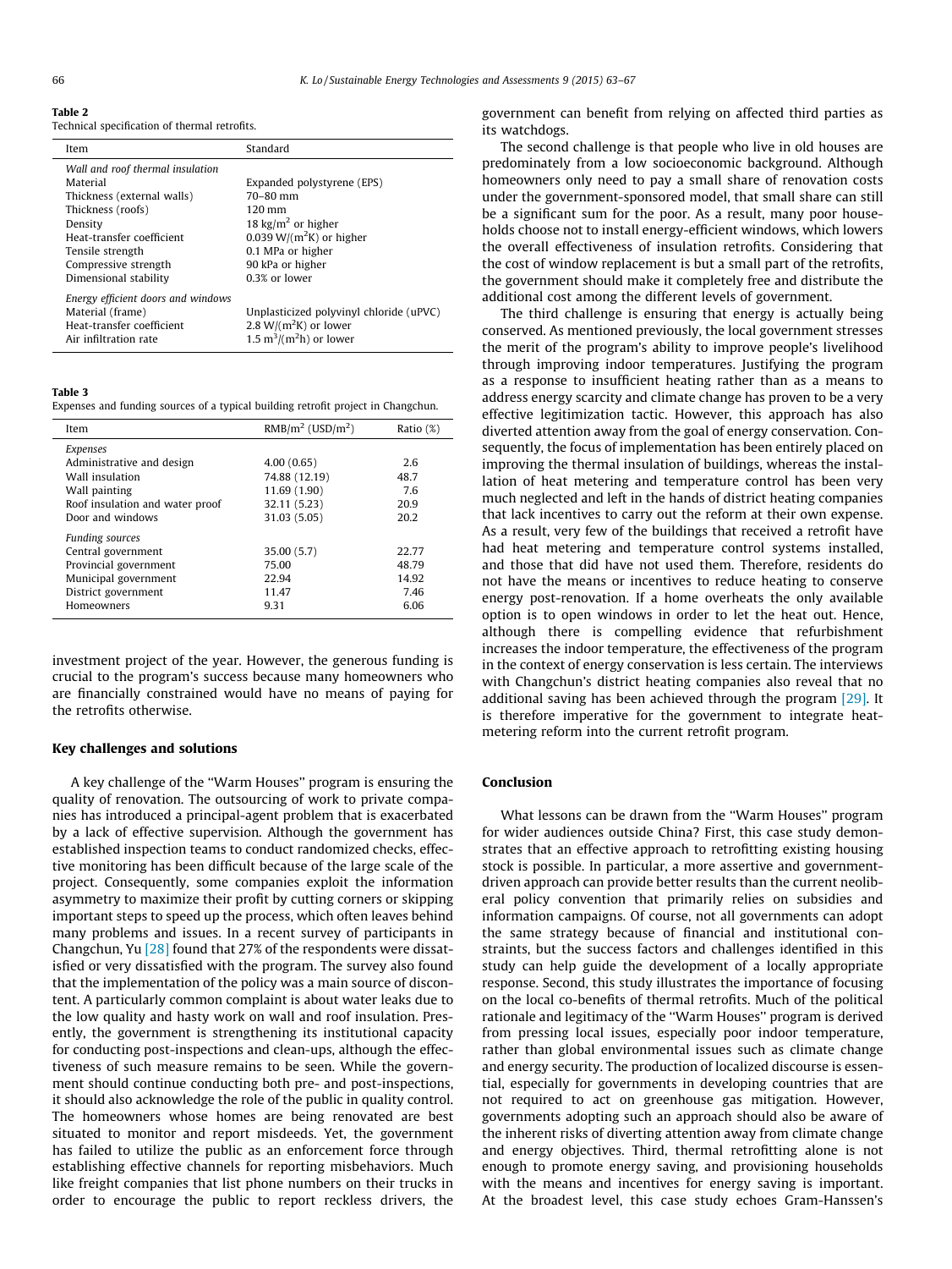**Table 2**
Technical specification of thermal retrofits.

| Item | Standard |
|---|---|
| *Wall and roof thermal insulation* | |
| Material | Expanded polystyrene (EPS) |
| Thickness (external walls) | 70–80 mm |
| Thickness (roofs) | 120 mm |
| Density | 18 kg/m$^2$ or higher |
| Heat-transfer coefficient | 0.039 W/(m$^2$K) or higher |
| Tensile strength | 0.1 MPa or higher |
| Compressive strength | 90 kPa or higher |
| Dimensional stability | 0.3% or lower |
| *Energy efficient doors and windows* | |
| Material (frame) | Unplasticized polyvinyl chloride (uPVC) |
| Heat-transfer coefficient | 2.8 W/(m$^2$K) or lower |
| Air infiltration rate | 1.5 m$^3$/(m$^2$h) or lower |

**Table 3**
Expenses and funding sources of a typical building retrofit project in Changchun.

| Item | RMB/m$^2$ (USD/m$^2$) | Ratio (%) |
|---|---|---|
| *Expenses* | | |
| Administrative and design | 4.00 (0.65) | 2.6 |
| Wall insulation | 74.88 (12.19) | 48.7 |
| Wall painting | 11.69 (1.90) | 7.6 |
| Roof insulation and water proof | 32.11 (5.23) | 20.9 |
| Door and windows | 31.03 (5.05) | 20.2 |
| *Funding sources* | | |
| Central government | 35.00 (5.7) | 22.77 |
| Provincial government | 75.00 | 48.79 |
| Municipal government | 22.94 | 14.92 |
| District government | 11.47 | 7.46 |
| Homeowners | 9.31 | 6.06 |

investment project of the year. However, the generous funding is crucial to the program's success because many homeowners who are financially constrained would have no means of paying for the retrofits otherwise.

## Key challenges and solutions

A key challenge of the ''Warm Houses'' program is ensuring the quality of renovation. The outsourcing of work to private companies has introduced a principal-agent problem that is exacerbated by a lack of effective supervision. Although the government has established inspection teams to conduct randomized checks, effective monitoring has been difficult because of the large scale of the project. Consequently, some companies exploit the information asymmetry to maximize their profit by cutting corners or skipping important steps to speed up the process, which often leaves behind many problems and issues. In a recent survey of participants in Changchun, Yu [28] found that 27% of the respondents were dissatisfied or very dissatisfied with the program. The survey also found that the implementation of the policy was a main source of discontent. A particularly common complaint is about water leaks due to the low quality and hasty work on wall and roof insulation. Presently, the government is strengthening its institutional capacity for conducting post-inspections and clean-ups, although the effectiveness of such measure remains to be seen. While the government should continue conducting both pre- and post-inspections, it should also acknowledge the role of the public in quality control. The homeowners whose homes are being renovated are best situated to monitor and report misdeeds. Yet, the government has failed to utilize the public as an enforcement force through establishing effective channels for reporting misbehaviors. Much like freight companies that list phone numbers on their trucks in order to encourage the public to report reckless drivers, the government can benefit from relying on affected third parties as its watchdogs.

The second challenge is that people who live in old houses are predominately from a low socioeconomic background. Although homeowners only need to pay a small share of renovation costs under the government-sponsored model, that small share can still be a significant sum for the poor. As a result, many poor households choose not to install energy-efficient windows, which lowers the overall effectiveness of insulation retrofits. Considering that the cost of window replacement is but a small part of the retrofits, the government should make it completely free and distribute the additional cost among the different levels of government.

The third challenge is ensuring that energy is actually being conserved. As mentioned previously, the local government stresses the merit of the program's ability to improve people's livelihood through improving indoor temperatures. Justifying the program as a response to insufficient heating rather than as a means to address energy scarcity and climate change has proven to be a very effective legitimization tactic. However, this approach has also diverted attention away from the goal of energy conservation. Consequently, the focus of implementation has been entirely placed on improving the thermal insulation of buildings, whereas the installation of heat metering and temperature control has been very much neglected and left in the hands of district heating companies that lack incentives to carry out the reform at their own expense. As a result, very few of the buildings that received a retrofit have had heat metering and temperature control systems installed, and those that did have not used them. Therefore, residents do not have the means or incentives to reduce heating to conserve energy post-renovation. If a home overheats the only available option is to open windows in order to let the heat out. Hence, although there is compelling evidence that refurbishment increases the indoor temperature, the effectiveness of the program in the context of energy conservation is less certain. The interviews with Changchun's district heating companies also reveal that no additional saving has been achieved through the program [29]. It is therefore imperative for the government to integrate heat-metering reform into the current retrofit program.

## Conclusion

What lessons can be drawn from the ''Warm Houses'' program for wider audiences outside China? First, this case study demonstrates that an effective approach to retrofitting existing housing stock is possible. In particular, a more assertive and government-driven approach can provide better results than the current neoliberal policy convention that primarily relies on subsidies and information campaigns. Of course, not all governments can adopt the same strategy because of financial and institutional constraints, but the success factors and challenges identified in this study can help guide the development of a locally appropriate response. Second, this study illustrates the importance of focusing on the local co-benefits of thermal retrofits. Much of the political rationale and legitimacy of the ''Warm Houses'' program is derived from pressing local issues, especially poor indoor temperature, rather than global environmental issues such as climate change and energy security. The production of localized discourse is essential, especially for governments in developing countries that are not required to act on greenhouse gas mitigation. However, governments adopting such an approach should also be aware of the inherent risks of diverting attention away from climate change and energy objectives. Third, thermal retrofitting alone is not enough to promote energy saving, and provisioning households with the means and incentives for energy saving is important. At the broadest level, this case study echoes Gram-Hanssen's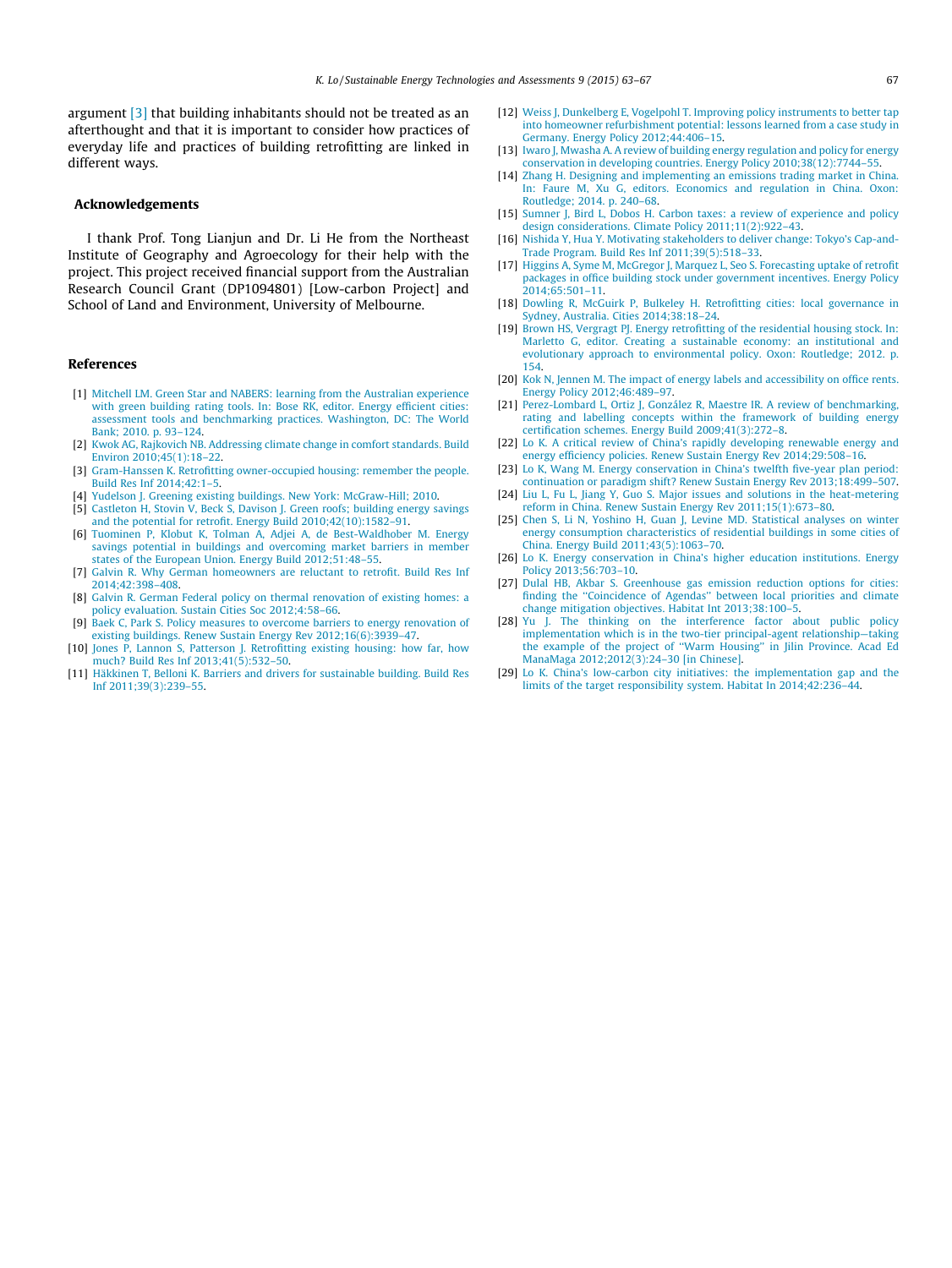argument [3] that building inhabitants should not be treated as an afterthought and that it is important to consider how practices of everyday life and practices of building retrofitting are linked in different ways.

## Acknowledgements

I thank Prof. Tong Lianjun and Dr. Li He from the Northeast Institute of Geography and Agroecology for their help with the project. This project received financial support from the Australian Research Council Grant (DP1094801) [Low-carbon Project] and School of Land and Environment, University of Melbourne.

## References

[1] Mitchell LM. Green Star and NABERS: learning from the Australian experience with green building rating tools. In: Bose RK, editor. Energy efficient cities: assessment tools and benchmarking practices. Washington, DC: The World Bank; 2010. p. 93–124.

[2] Kwok AG, Rajkovich NB. Addressing climate change in comfort standards. Build Environ 2010;45(1):18–22.

[3] Gram-Hanssen K. Retrofitting owner-occupied housing: remember the people. Build Res Inf 2014;42:1–5.

[4] Yudelson J. Greening existing buildings. New York: McGraw-Hill; 2010.

[5] Castleton H, Stovin V, Beck S, Davison J. Green roofs; building energy savings and the potential for retrofit. Energy Build 2010;42(10):1582–91.

[6] Tuominen P, Klobut K, Tolman A, Adjei A, de Best-Waldhober M. Energy savings potential in buildings and overcoming market barriers in member states of the European Union. Energy Build 2012;51:48–55.

[7] Galvin R. Why German homeowners are reluctant to retrofit. Build Res Inf 2014;42:398–408.

[8] Galvin R. German Federal policy on thermal renovation of existing homes: a policy evaluation. Sustain Cities Soc 2012;4:58–66.

[9] Baek C, Park S. Policy measures to overcome barriers to energy renovation of existing buildings. Renew Sustain Energy Rev 2012;16(6):3939–47.

[10] Jones P, Lannon S, Patterson J. Retrofitting existing housing: how far, how much? Build Res Inf 2013;41(5):532–50.

[11] Häkkinen T, Belloni K. Barriers and drivers for sustainable building. Build Res Inf 2011;39(3):239–55.

[12] Weiss J, Dunkelberg E, Vogelpohl T. Improving policy instruments to better tap into homeowner refurbishment potential: lessons learned from a case study in Germany. Energy Policy 2012;44:406–15.

[13] Iwaro J, Mwasha A. A review of building energy regulation and policy for energy conservation in developing countries. Energy Policy 2010;38(12):7744–55.

[14] Zhang H. Designing and implementing an emissions trading market in China. In: Faure M, Xu G, editors. Economics and regulation in China. Oxon: Routledge; 2014. p. 240–68.

[15] Sumner J, Bird L, Dobos H. Carbon taxes: a review of experience and policy design considerations. Climate Policy 2011;11(2):922–43.

[16] Nishida Y, Hua Y. Motivating stakeholders to deliver change: Tokyo's Cap-and-Trade Program. Build Res Inf 2011;39(5):518–33.

[17] Higgins A, Syme M, McGregor J, Marquez L, Seo S. Forecasting uptake of retrofit packages in office building stock under government incentives. Energy Policy 2014;65:501–11.

[18] Dowling R, McGuirk P, Bulkeley H. Retrofitting cities: local governance in Sydney, Australia. Cities 2014;38:18–24.

[19] Brown HS, Vergragt PJ. Energy retrofitting of the residential housing stock. In: Marletto G, editor. Creating a sustainable economy: an institutional and evolutionary approach to environmental policy. Oxon: Routledge; 2012. p. 154.

[20] Kok N, Jennen M. The impact of energy labels and accessibility on office rents. Energy Policy 2012;46:489–97.

[21] Perez-Lombard L, Ortiz J, González R, Maestre IR. A review of benchmarking, rating and labelling concepts within the framework of building energy certification schemes. Energy Build 2009;41(3):272–8.

[22] Lo K. A critical review of China's rapidly developing renewable energy and energy efficiency policies. Renew Sustain Energy Rev 2014;29:508–16.

[23] Lo K, Wang M. Energy conservation in China's twelfth five-year plan period: continuation or paradigm shift? Renew Sustain Energy Rev 2013;18:499–507.

[24] Liu L, Fu L, Jiang Y, Guo S. Major issues and solutions in the heat-metering reform in China. Renew Sustain Energy Rev 2011;15(1):673–80.

[25] Chen S, Li N, Yoshino H, Guan J, Levine MD. Statistical analyses on winter energy consumption characteristics of residential buildings in some cities of China. Energy Build 2011;43(5):1063–70.

[26] Lo K. Energy conservation in China's higher education institutions. Energy Policy 2013;56:703–10.

[27] Dulal HB, Akbar S. Greenhouse gas emission reduction options for cities: finding the "Coincidence of Agendas" between local priorities and climate change mitigation objectives. Habitat Int 2013;38:100–5.

[28] Yu J. The thinking on the interference factor about public policy implementation which is in the two-tier principal-agent relationship—taking the example of the project of "Warm Housing" in Jilin Province. Acad Ed ManaMaga 2012;2012(3):24–30 [in Chinese].

[29] Lo K. China's low-carbon city initiatives: the implementation gap and the limits of the target responsibility system. Habitat In 2014;42:236–44.